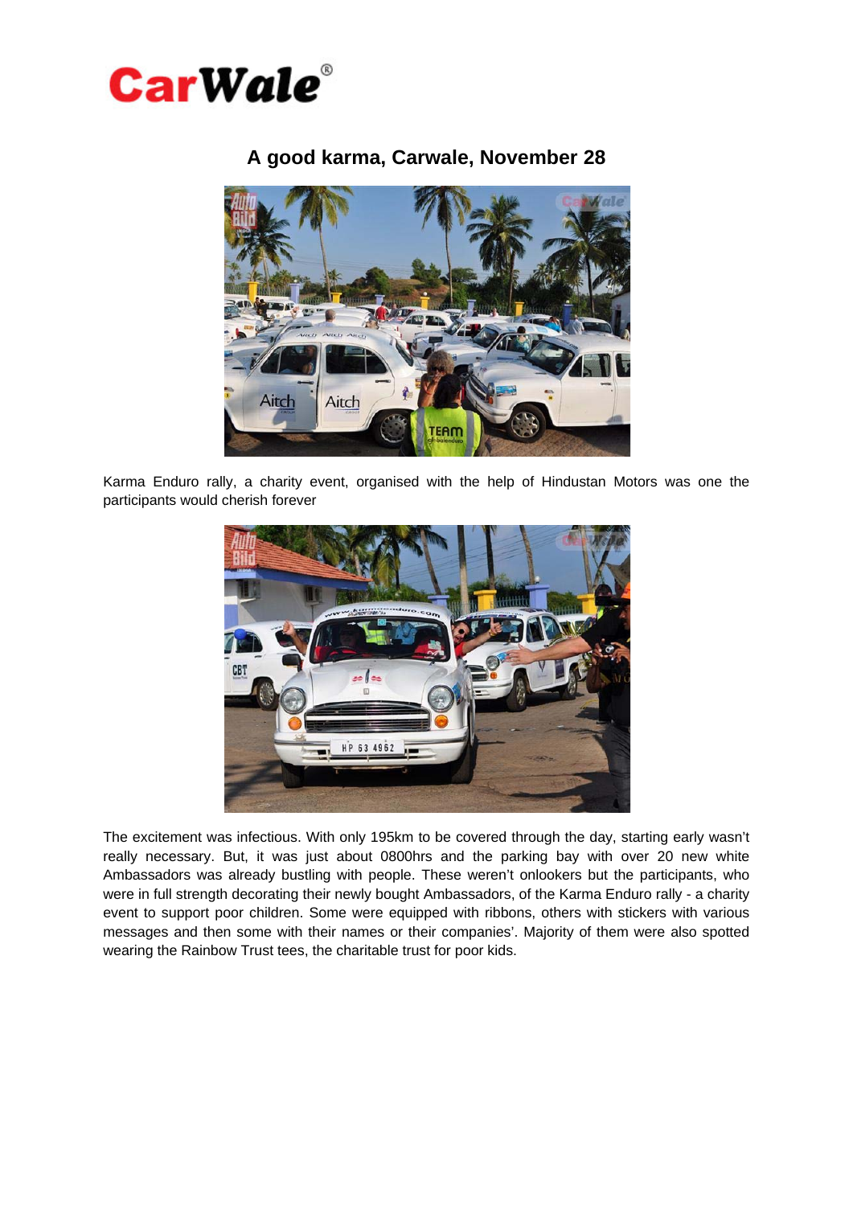# A good karma, Carwale, November 28

Karma Enduro rally, a charity event, organised with the help of Hindustan Motors was one the participants would cherish forever

The excitement was infectious. With only 195km to be covered through the day, starting early wasn't really necessary. But, it was just about 0800hrs and the parking bay with over 20 new white Ambassadors was already bustling with people. These weren't onlookers but the participants, who were in full strength decorating their newly bought Ambassadors, of the Karma Enduro rally - a charity event to support poor children. Some were equipped with ribbons, others with stickers with various messages and then some with their names or their companies'. Majority of them were also spotted wearing the Rainbow Trust tees, the charitable trust for poor kids.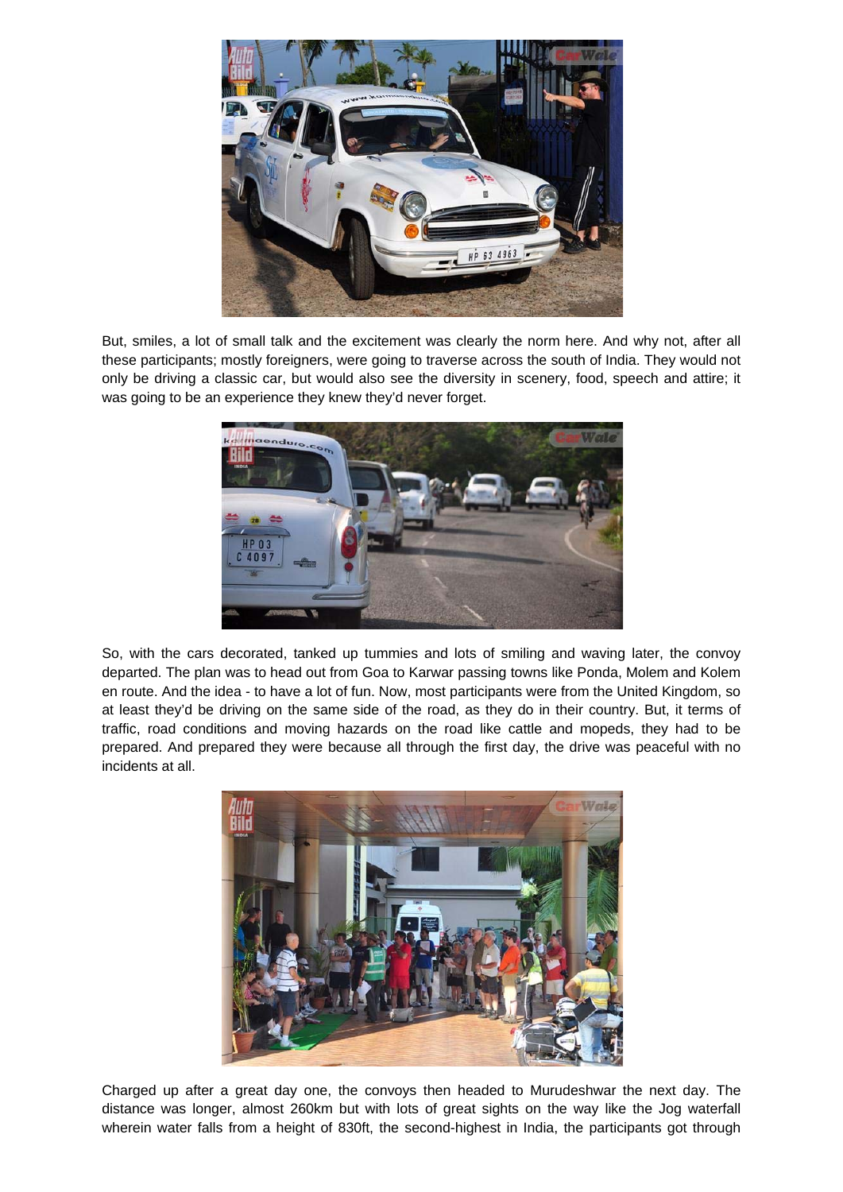But, smiles, a lot of small talk and the excitement was clearly the norm here. And why not, after all these participants; mostly foreigners, were going to traverse across the south of India. They would not only be driving a classic car, but would also see the diversity in scenery, food, speech and attire; it was going to be an experience they knew they'd never forget.

So, with the cars decorated, tanked up tummies and lots of smiling and waving later, the convoy departed. The plan was to head out from Goa to Karwar passing towns like Ponda, Molem and Kolem en route. And the idea - to have a lot of fun. Now, most participants were from the United Kingdom, so at least they'd be driving on the same side of the road, as they do in their country. But, it terms of traffic, road conditions and moving hazards on the road like cattle and mopeds, they had to be prepared. And prepared they were because all through the first day, the drive was peaceful with no incidents at all.

Charged up after a great day one, the convoys then headed to Murudeshwar the next day. The distance was longer, almost 260km but with lots of great sights on the way like the Jog waterfall wherein water falls from a height of 830ft, the second-highest in India, the participants got through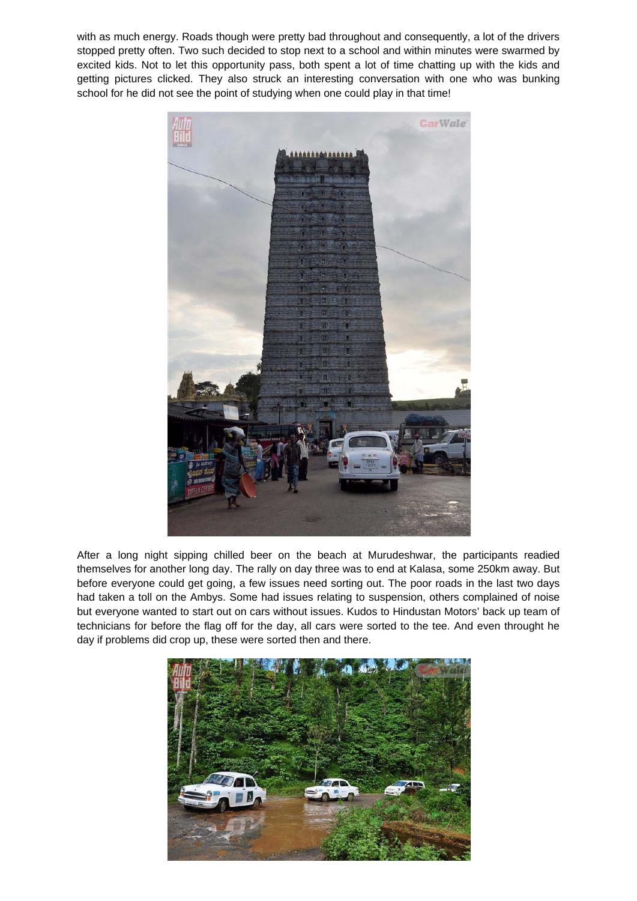with as much energy. Roads though were pretty bad throughout and consequently, a lot of the drivers stopped pretty often. Two such decided to stop next to a school and within minutes were swarmed by excited kids. Not to let this opportunity pass, both spent a lot of time chatting up with the kids and getting pictures clicked. They also struck an interesting conversation with one who was bunking school for he did not see the point of studying when one could play in that time!

After a long night sipping chilled beer on the beach at Murudeshwar, the participants readied themselves for another long day. The rally on day three was to end at Kalasa, some 250km away. But before everyone could get going, a few issues need sorting out. The poor roads in the last two days had taken a toll on the Ambys. Some had issues relating to suspension, others complained of noise but everyone wanted to start out on cars without issues. Kudos to Hindustan Motors' back up team of technicians for before the flag off for the day, all cars were sorted to the tee. And even throught he day if problems did crop up, these were sorted then and there.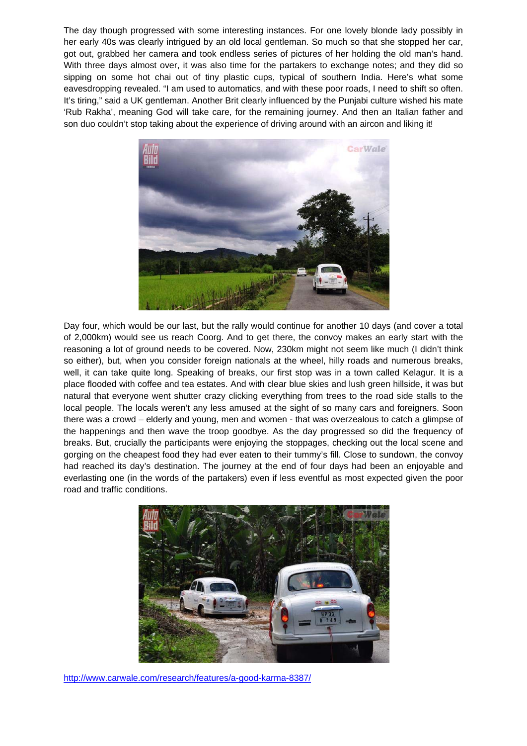The day though progressed with some interesting instances. For one lovely blonde lady possibly in her early 40s was clearly intrigued by an old local gentleman. So much so that she stopped her car, got out, grabbed her camera and took endless series of pictures of her holding the old man's hand. With three days almost over, it was also time for the partakers to exchange notes; and they did so sipping on some hot chai out of tiny plastic cups, typical of southern India. Here's what some eavesdropping revealed. "I am used to automatics, and with these poor roads, I need to shift so often. It's tiring," said a UK gentleman. Another Brit clearly influenced by the Punjabi culture wished his mate 'Rub Rakha', meaning God will take care, for the remaining journey. And then an Italian father and son duo couldn't stop taking about the experience of driving around with an aircon and liking it!

Day four, which would be our last, but the rally would continue for another 10 days (and cover a total of 2,000km) would see us reach Coorg. And to get there, the convoy makes an early start with the reasoning a lot of ground needs to be covered. Now, 230km might not seem like much (I didn't think so either), but, when you consider foreign nationals at the wheel, hilly roads and numerous breaks, well, it can take quite long. Speaking of breaks, our first stop was in a town called Kelagur. It is a place flooded with coffee and tea estates. And with clear blue skies and lush green hillside, it was but natural that everyone went shutter crazy clicking everything from trees to the road side stalls to the local people. The locals weren't any less amused at the sight of so many cars and foreigners. Soon there was a crowd – elderly and young, men and women - that was overzealous to catch a glimpse of the happenings and then wave the troop goodbye. As the day progressed so did the frequency of breaks. But, crucially the participants were enjoying the stoppages, checking out the local scene and gorging on the cheapest food they had ever eaten to their tummy's fill. Close to sundown, the convoy had reached its day's destination. The journey at the end of four days had been an enjoyable and everlasting one (in the words of the partakers) even if less eventful as most expected given the poor road and traffic conditions.

http://www.carwale.com/research/features/a-good-karma-8387/